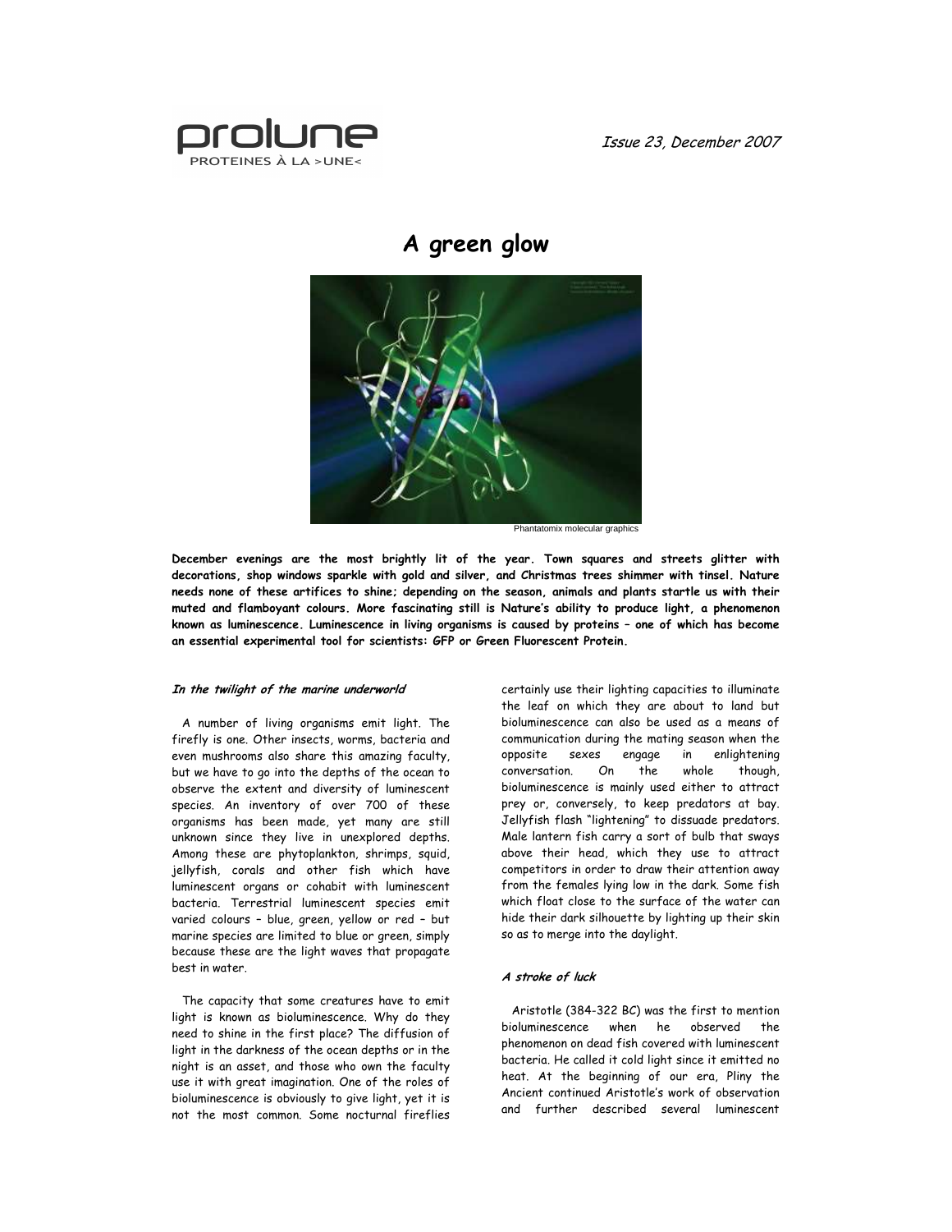# A green glow

Phantatomix molecular graphics

**December evenings are the most brightly lit of the year. Town squares and streets glitter with decorations, shop windows sparkle with gold and silver, and Christmas trees shimmer with tinsel. Nature needs none of these artifices to shine; depending on the season, animals and plants startle us with their muted and flamboyant colours. More fascinating still is Nature's ability to produce light, a phenomenon known as luminescence. Luminescence in living organisms is caused by proteins – one of which has become an essential experimental tool for scientists: GFP or Green Fluorescent Protein.**

### *In the twilight of the marine underworld*

A number of living organisms emit light. The firefly is one. Other insects, worms, bacteria and even mushrooms also share this amazing faculty, but we have to go into the depths of the ocean to observe the extent and diversity of luminescent species. An inventory of over 700 of these organisms has been made, yet many are still unknown since they live in unexplored depths. Among these are phytoplankton, shrimps, squid, jellyfish, corals and other fish which have luminescent organs or cohabit with luminescent bacteria. Terrestrial luminescent species emit varied colours – blue, green, yellow or red – but marine species are limited to blue or green, simply because these are the light waves that propagate best in water.

The capacity that some creatures have to emit light is known as bioluminescence. Why do they need to shine in the first place? The diffusion of light in the darkness of the ocean depths or in the night is an asset, and those who own the faculty use it with great imagination. One of the roles of bioluminescence is obviously to give light, yet it is not the most common. Some nocturnal fireflies certainly use their lighting capacities to illuminate the leaf on which they are about to land but bioluminescence can also be used as a means of communication during the mating season when the opposite sexes engage in enlightening conversation. On the whole though, bioluminescence is mainly used either to attract prey or, conversely, to keep predators at bay. Jellyfish flash "lightening" to dissuade predators. Male lantern fish carry a sort of bulb that sways above their head, which they use to attract competitors in order to draw their attention away from the females lying low in the dark. Some fish which float close to the surface of the water can hide their dark silhouette by lighting up their skin so as to merge into the daylight.

### *A stroke of luck*

Aristotle (384-322 BC) was the first to mention bioluminescence when he observed the phenomenon on dead fish covered with luminescent bacteria. He called it cold light since it emitted no heat. At the beginning of our era, Pliny the Ancient continued Aristotle's work of observation and further described several luminescent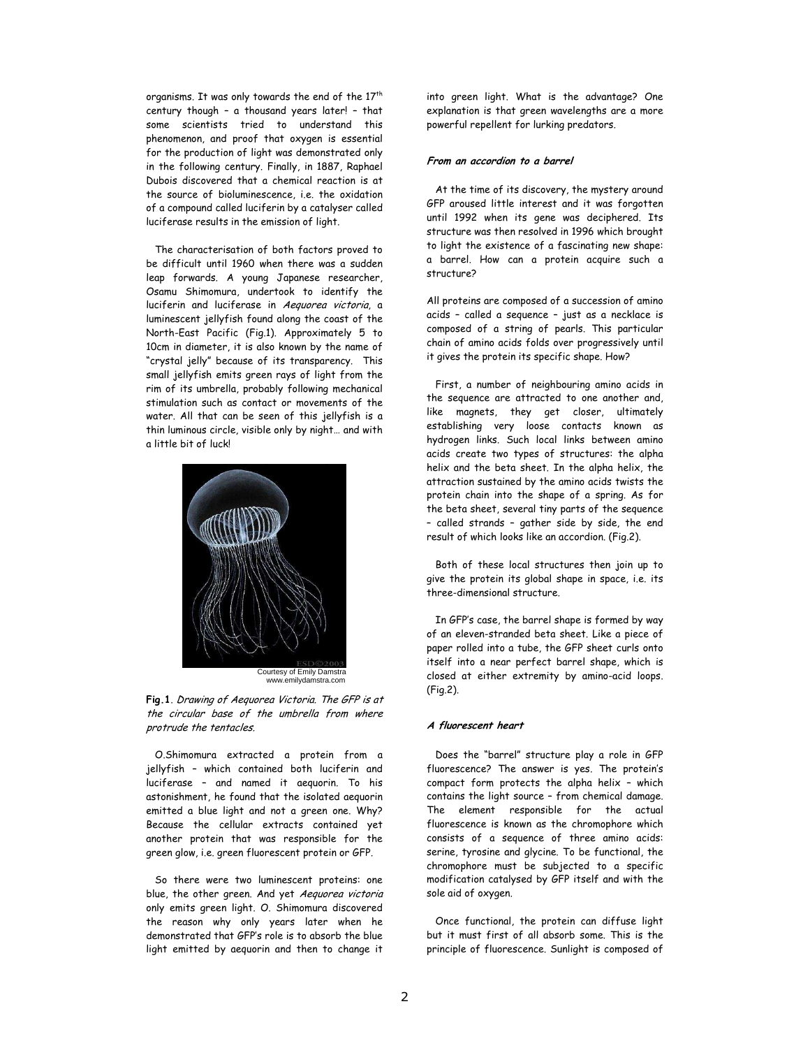organisms. It was only towards the end of the 17[th] century though – a thousand years later! – that some scientists tried to understand this phenomenon, and proof that oxygen is essential for the production of light was demonstrated only in the following century. Finally, in 1887, Raphael Dubois discovered that a chemical reaction is at the source of bioluminescence, i.e. the oxidation of a compound called luciferin by a catalyser called luciferase results in the emission of light.

The characterisation of both factors proved to be difficult until 1960 when there was a sudden leap forwards. A young Japanese researcher, Osamu Shimomura, undertook to identify the luciferin and luciferase in *Aequorea victoria*, a luminescent jellyfish found along the coast of the North-East Pacific (Fig.1). Approximately 5 to 10cm in diameter, it is also known by the name of "crystal jelly" because of its transparency. This small jellyfish emits green rays of light from the rim of its umbrella, probably following mechanical stimulation such as contact or movements of the water. All that can be seen of this jellyfish is a thin luminous circle, visible only by night… and with a little bit of luck!

Courtesy of Emily Damstra
www.emilydamstra.com

**Fig.1**. *Drawing of Aequorea Victoria. The GFP is at the circular base of the umbrella from where protrude the tentacles.*

O.Shimomura extracted a protein from a jellyfish – which contained both luciferin and luciferase – and named it aequorin. To his astonishment, he found that the isolated aequorin emitted a blue light and not a green one. Why? Because the cellular extracts contained yet another protein that was responsible for the green glow, i.e. green fluorescent protein or GFP.

So there were two luminescent proteins: one blue, the other green. And yet *Aequorea victoria* only emits green light. O. Shimomura discovered the reason why only years later when he demonstrated that GFP's role is to absorb the blue light emitted by aequorin and then to change it into green light. What is the advantage? One explanation is that green wavelengths are a more powerful repellent for lurking predators.

#### *From an accordion to a barrel*

At the time of its discovery, the mystery around GFP aroused little interest and it was forgotten until 1992 when its gene was deciphered. Its structure was then resolved in 1996 which brought to light the existence of a fascinating new shape: a barrel. How can a protein acquire such a structure?

All proteins are composed of a succession of amino acids – called a sequence – just as a necklace is composed of a string of pearls. This particular chain of amino acids folds over progressively until it gives the protein its specific shape. How?

First, a number of neighbouring amino acids in the sequence are attracted to one another and, like magnets, they get closer, ultimately establishing very loose contacts known as hydrogen links. Such local links between amino acids create two types of structures: the alpha helix and the beta sheet. In the alpha helix, the attraction sustained by the amino acids twists the protein chain into the shape of a spring. As for the beta sheet, several tiny parts of the sequence – called strands – gather side by side, the end result of which looks like an accordion. (Fig.2).

Both of these local structures then join up to give the protein its global shape in space, i.e. its three-dimensional structure.

In GFP's case, the barrel shape is formed by way of an eleven-stranded beta sheet. Like a piece of paper rolled into a tube, the GFP sheet curls onto itself into a near perfect barrel shape, which is closed at either extremity by amino-acid loops. (Fig.2).

#### *A fluorescent heart*

Does the "barrel" structure play a role in GFP fluorescence? The answer is yes. The protein's compact form protects the alpha helix – which contains the light source – from chemical damage. The element responsible for the actual fluorescence is known as the chromophore which consists of a sequence of three amino acids: serine, tyrosine and glycine. To be functional, the chromophore must be subjected to a specific modification catalysed by GFP itself and with the sole aid of oxygen.

Once functional, the protein can diffuse light but it must first of all absorb some. This is the principle of fluorescence. Sunlight is composed of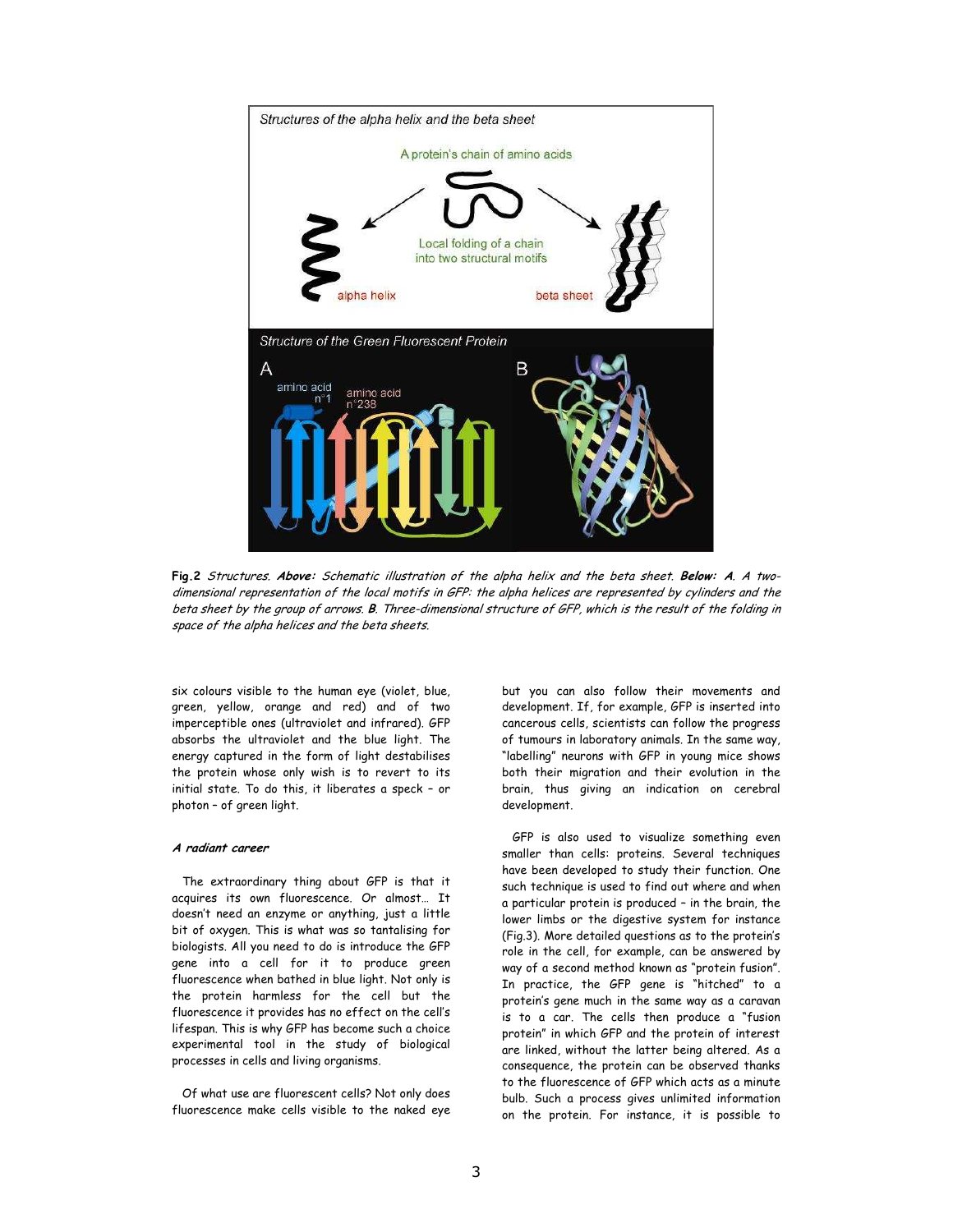**Fig.2** *Structures.* ***Above:*** *Schematic illustration of the alpha helix and the beta sheet.* ***Below: A****. A two-dimensional representation of the local motifs in GFP: the alpha helices are represented by cylinders and the beta sheet by the group of arrows.* ***B****. Three-dimensional structure of GFP, which is the result of the folding in space of the alpha helices and the beta sheets.*

six colours visible to the human eye (violet, blue, green, yellow, orange and red) and of two imperceptible ones (ultraviolet and infrared). GFP absorbs the ultraviolet and the blue light. The energy captured in the form of light destabilises the protein whose only wish is to revert to its initial state. To do this, it liberates a speck – or photon – of green light.

#### *A radiant career*

The extraordinary thing about GFP is that it acquires its own fluorescence. Or almost… It doesn't need an enzyme or anything, just a little bit of oxygen. This is what was so tantalising for biologists. All you need to do is introduce the GFP gene into a cell for it to produce green fluorescence when bathed in blue light. Not only is the protein harmless for the cell but the fluorescence it provides has no effect on the cell's lifespan. This is why GFP has become such a choice experimental tool in the study of biological processes in cells and living organisms.

Of what use are fluorescent cells? Not only does fluorescence make cells visible to the naked eye but you can also follow their movements and development. If, for example, GFP is inserted into cancerous cells, scientists can follow the progress of tumours in laboratory animals. In the same way, "labelling" neurons with GFP in young mice shows both their migration and their evolution in the brain, thus giving an indication on cerebral development.

GFP is also used to visualize something even smaller than cells: proteins. Several techniques have been developed to study their function. One such technique is used to find out where and when a particular protein is produced – in the brain, the lower limbs or the digestive system for instance (Fig.3). More detailed questions as to the protein's role in the cell, for example, can be answered by way of a second method known as "protein fusion". In practice, the GFP gene is "hitched" to a protein's gene much in the same way as a caravan is to a car. The cells then produce a "fusion protein" in which GFP and the protein of interest are linked, without the latter being altered. As a consequence, the protein can be observed thanks to the fluorescence of GFP which acts as a minute bulb. Such a process gives unlimited information on the protein. For instance, it is possible to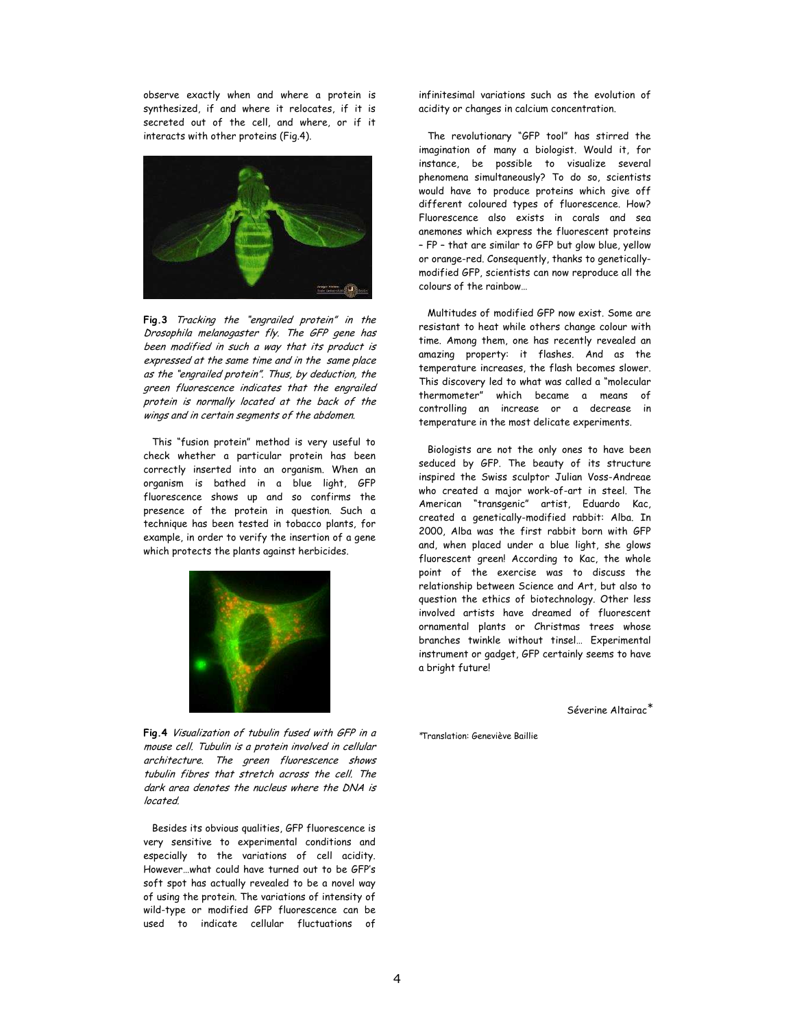observe exactly when and where a protein is synthesized, if and where it relocates, if it is secreted out of the cell, and where, or if it interacts with other proteins (Fig.4).

**Fig.3** *Tracking the "engrailed protein" in the Drosophila melanogaster fly. The GFP gene has been modified in such a way that its product is expressed at the same time and in the same place as the "engrailed protein". Thus, by deduction, the green fluorescence indicates that the engrailed protein is normally located at the back of the wings and in certain segments of the abdomen.*

This "fusion protein" method is very useful to check whether a particular protein has been correctly inserted into an organism. When an organism is bathed in a blue light, GFP fluorescence shows up and so confirms the presence of the protein in question. Such a technique has been tested in tobacco plants, for example, in order to verify the insertion of a gene which protects the plants against herbicides.

**Fig.4** *Visualization of tubulin fused with GFP in a mouse cell. Tubulin is a protein involved in cellular architecture. The green fluorescence shows tubulin fibres that stretch across the cell. The dark area denotes the nucleus where the DNA is located.*

Besides its obvious qualities, GFP fluorescence is very sensitive to experimental conditions and especially to the variations of cell acidity. However…what could have turned out to be GFP's soft spot has actually revealed to be a novel way of using the protein. The variations of intensity of wild-type or modified GFP fluorescence can be used to indicate cellular fluctuations of infinitesimal variations such as the evolution of acidity or changes in calcium concentration.

The revolutionary "GFP tool" has stirred the imagination of many a biologist. Would it, for instance, be possible to visualize several phenomena simultaneously? To do so, scientists would have to produce proteins which give off different coloured types of fluorescence. How? Fluorescence also exists in corals and sea anemones which express the fluorescent proteins – FP – that are similar to GFP but glow blue, yellow or orange-red. Consequently, thanks to genetically-modified GFP, scientists can now reproduce all the colours of the rainbow…

Multitudes of modified GFP now exist. Some are resistant to heat while others change colour with time. Among them, one has recently revealed an amazing property: it flashes. And as the temperature increases, the flash becomes slower. This discovery led to what was called a "molecular thermometer" which became a means of controlling an increase or a decrease in temperature in the most delicate experiments.

Biologists are not the only ones to have been seduced by GFP. The beauty of its structure inspired the Swiss sculptor Julian Voss-Andreae who created a major work-of-art in steel. The American "transgenic" artist, Eduardo Kac, created a genetically-modified rabbit: Alba. In 2000, Alba was the first rabbit born with GFP and, when placed under a blue light, she glows fluorescent green! According to Kac, the whole point of the exercise was to discuss the relationship between Science and Art, but also to question the ethics of biotechnology. Other less involved artists have dreamed of fluorescent ornamental plants or Christmas trees whose branches twinkle without tinsel… Experimental instrument or gadget, GFP certainly seems to have a bright future!

Séverine Altairac*

*Translation: Geneviève Baillie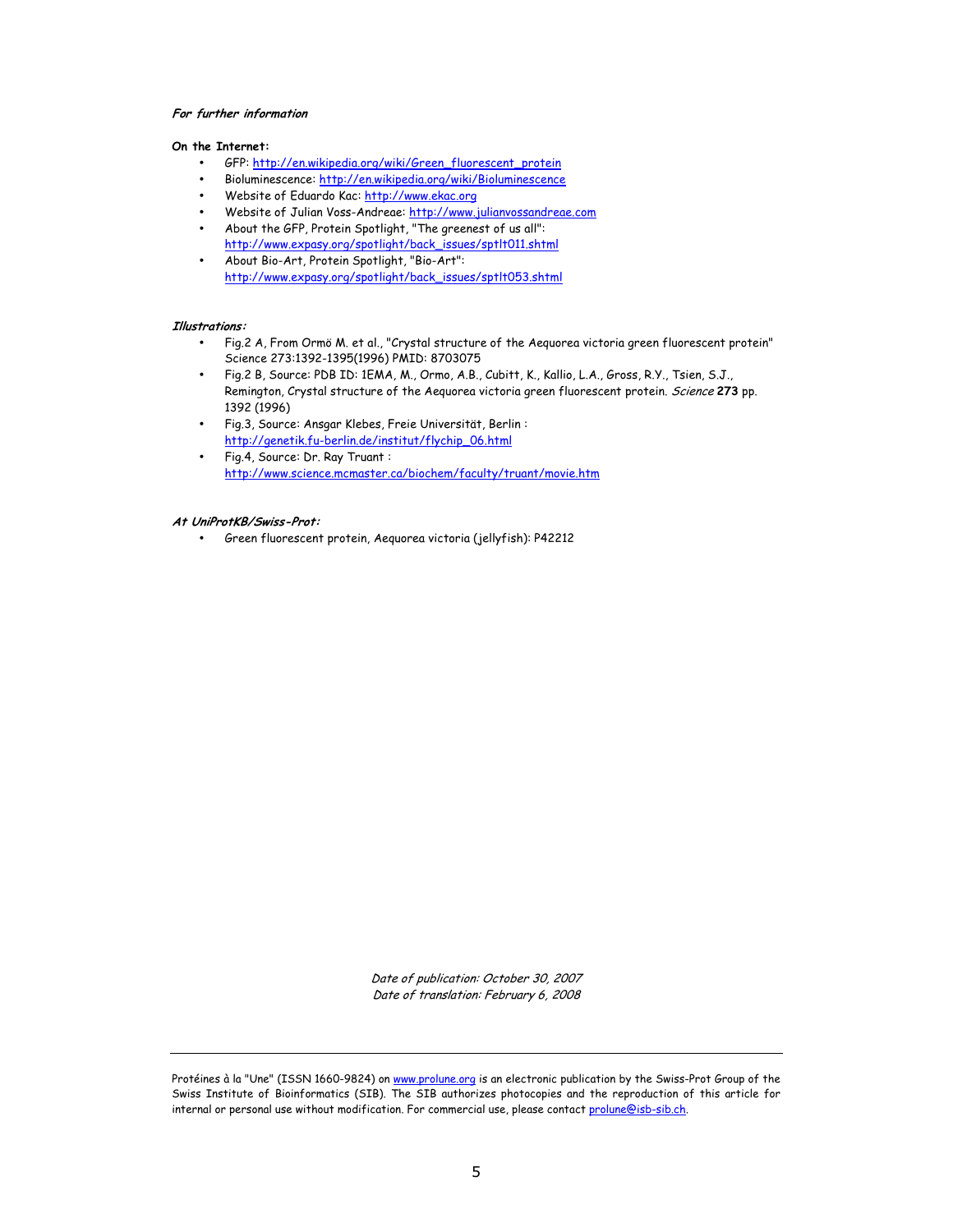***For further information***

**On the Internet:**

- GFP: http://en.wikipedia.org/wiki/Green_fluorescent_protein
- Bioluminescence: http://en.wikipedia.org/wiki/Bioluminescence
- Website of Eduardo Kac: http://www.ekac.org
- Website of Julian Voss-Andreae: http://www.julianvossandreae.com
- About the GFP, Protein Spotlight, "The greenest of us all": http://www.expasy.org/spotlight/back_issues/sptlt011.shtml
- About Bio-Art, Protein Spotlight, "Bio-Art": http://www.expasy.org/spotlight/back_issues/sptlt053.shtml

***Illustrations:***

- Fig.2 A, From Ormö M. et al., "Crystal structure of the Aequorea victoria green fluorescent protein" Science 273:1392-1395(1996) PMID: 8703075
- Fig.2 B, Source: PDB ID: 1EMA, M., Ormo, A.B., Cubitt, K., Kallio, L.A., Gross, R.Y., Tsien, S.J., Remington, Crystal structure of the Aequorea victoria green fluorescent protein. *Science* **273** pp. 1392 (1996)
- Fig.3, Source: Ansgar Klebes, Freie Universität, Berlin : http://genetik.fu-berlin.de/institut/flychip_06.html
- Fig.4, Source: Dr. Ray Truant : http://www.science.mcmaster.ca/biochem/faculty/truant/movie.htm

***At UniProtKB/Swiss-Prot:***

- Green fluorescent protein, Aequorea victoria (jellyfish): P42212

*Date of publication: October 30, 2007*
*Date of translation: February 6, 2008*

---

Protéines à la "Une" (ISSN 1660-9824) on www.prolune.org is an electronic publication by the Swiss-Prot Group of the Swiss Institute of Bioinformatics (SIB). The SIB authorizes photocopies and the reproduction of this article for internal or personal use without modification. For commercial use, please contact prolune@isb-sib.ch.